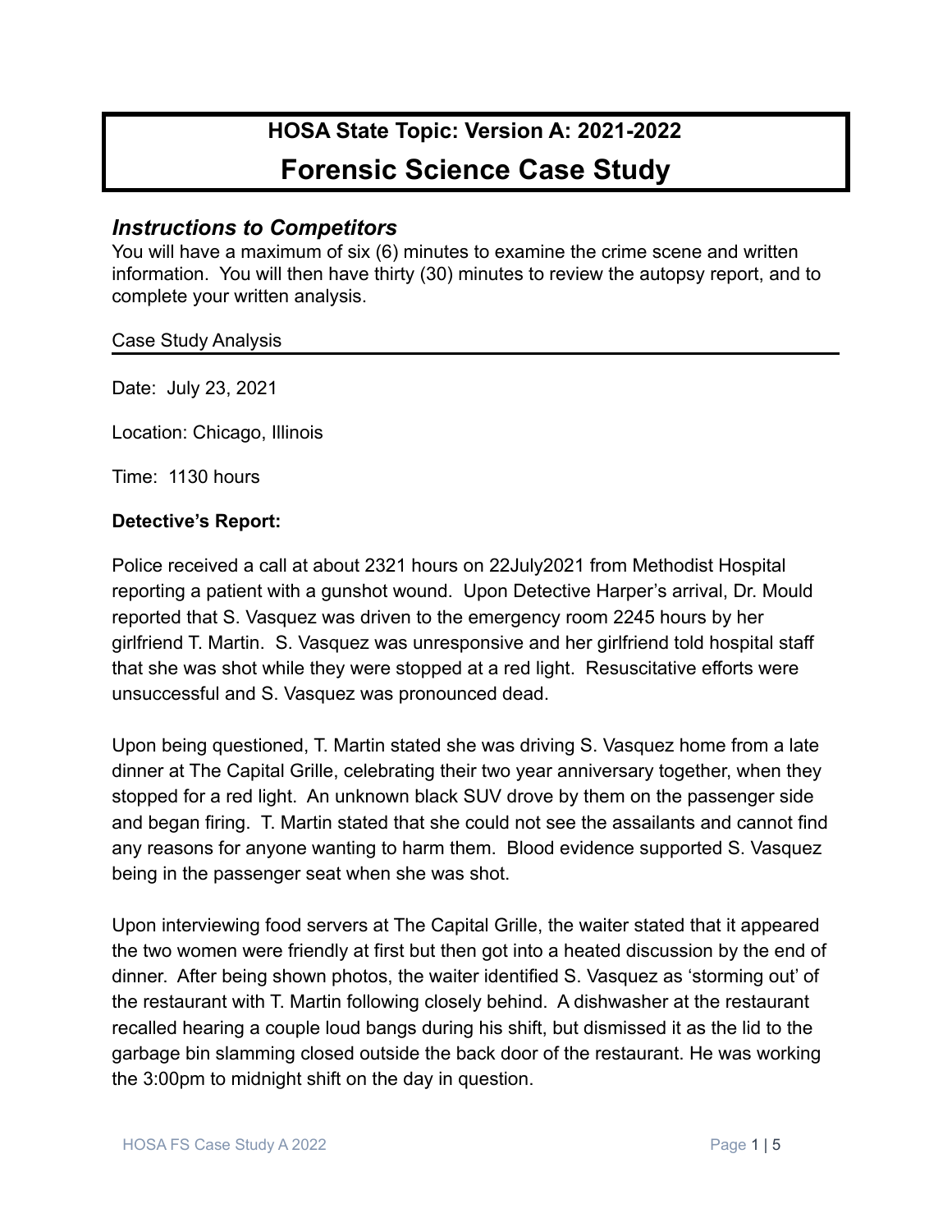# HOSA State Topic: Version A: 2021-2022

# Forensic Science Case Study

## *Instructions to Competitors*

You will have a maximum of six (6) minutes to examine the crime scene and written information. You will then have thirty (30) minutes to review the autopsy report, and to complete your written analysis.

Case Study Analysis

---

Date: July 23, 2021

Location: Chicago, Illinois

Time: 1130 hours

**Detective's Report:**

Police received a call at about 2321 hours on 22July2021 from Methodist Hospital reporting a patient with a gunshot wound. Upon Detective Harper's arrival, Dr. Mould reported that S. Vasquez was driven to the emergency room 2245 hours by her girlfriend T. Martin. S. Vasquez was unresponsive and her girlfriend told hospital staff that she was shot while they were stopped at a red light. Resuscitative efforts were unsuccessful and S. Vasquez was pronounced dead.

Upon being questioned, T. Martin stated she was driving S. Vasquez home from a late dinner at The Capital Grille, celebrating their two year anniversary together, when they stopped for a red light. An unknown black SUV drove by them on the passenger side and began firing. T. Martin stated that she could not see the assailants and cannot find any reasons for anyone wanting to harm them. Blood evidence supported S. Vasquez being in the passenger seat when she was shot.

Upon interviewing food servers at The Capital Grille, the waiter stated that it appeared the two women were friendly at first but then got into a heated discussion by the end of dinner. After being shown photos, the waiter identified S. Vasquez as 'storming out' of the restaurant with T. Martin following closely behind. A dishwasher at the restaurant recalled hearing a couple loud bangs during his shift, but dismissed it as the lid to the garbage bin slamming closed outside the back door of the restaurant. He was working the 3:00pm to midnight shift on the day in question.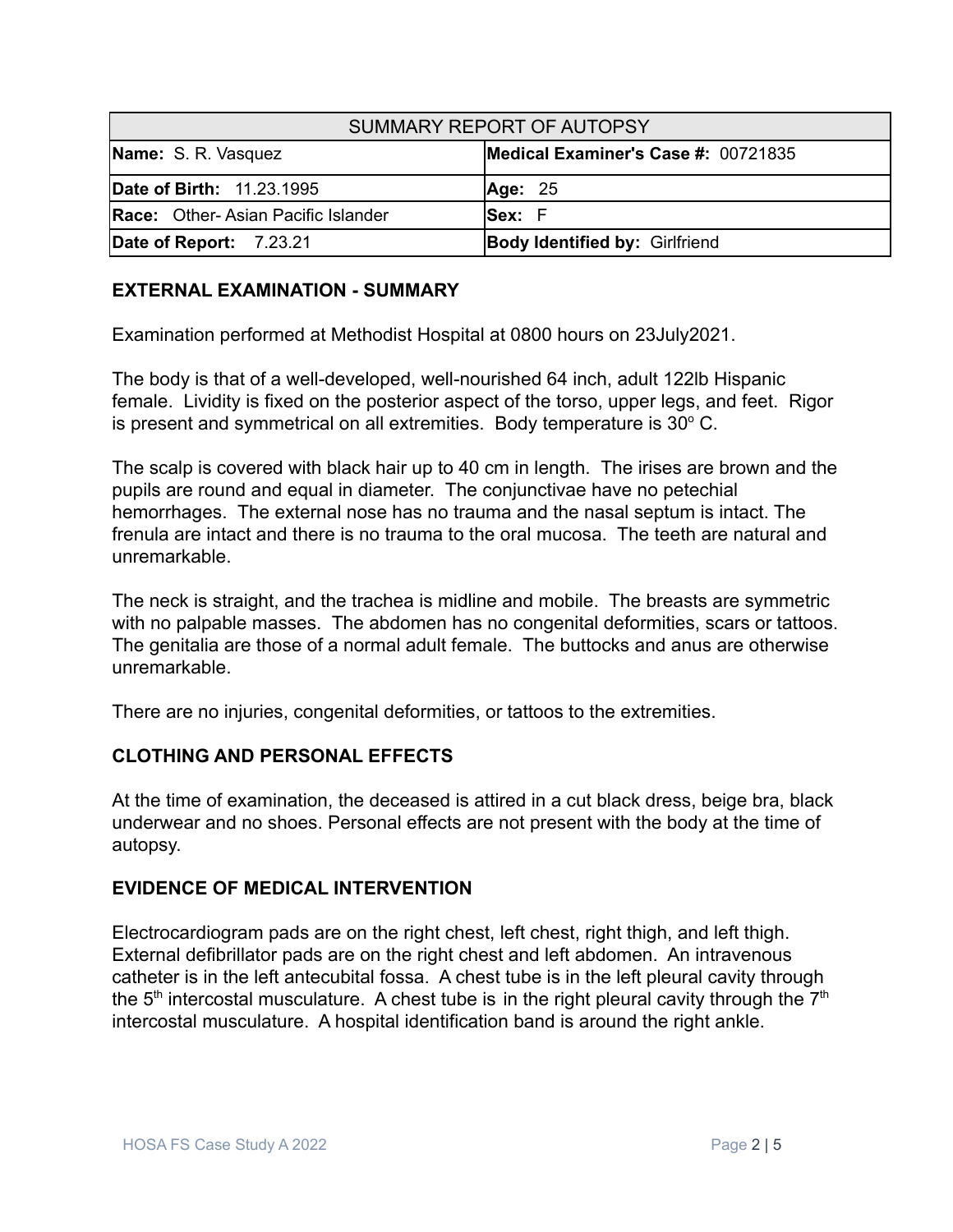| SUMMARY REPORT OF AUTOPSY | |
|---|---|
| **Name:** S. R. Vasquez | **Medical Examiner's Case #:** 00721835 |
| **Date of Birth:** 11.23.1995 | **Age:** 25 |
| **Race:** Other- Asian Pacific Islander | **Sex:** F |
| **Date of Report:** 7.23.21 | **Body Identified by:** Girlfriend |

## EXTERNAL EXAMINATION - SUMMARY

Examination performed at Methodist Hospital at 0800 hours on 23July2021.

The body is that of a well-developed, well-nourished 64 inch, adult 122lb Hispanic female. Lividity is fixed on the posterior aspect of the torso, upper legs, and feet. Rigor is present and symmetrical on all extremities. Body temperature is 30$^{o}$ C.

The scalp is covered with black hair up to 40 cm in length. The irises are brown and the pupils are round and equal in diameter. The conjunctivae have no petechial hemorrhages. The external nose has no trauma and the nasal septum is intact. The frenula are intact and there is no trauma to the oral mucosa. The teeth are natural and unremarkable.

The neck is straight, and the trachea is midline and mobile. The breasts are symmetric with no palpable masses. The abdomen has no congenital deformities, scars or tattoos. The genitalia are those of a normal adult female. The buttocks and anus are otherwise unremarkable.

There are no injuries, congenital deformities, or tattoos to the extremities.

## CLOTHING AND PERSONAL EFFECTS

At the time of examination, the deceased is attired in a cut black dress, beige bra, black underwear and no shoes. Personal effects are not present with the body at the time of autopsy.

## EVIDENCE OF MEDICAL INTERVENTION

Electrocardiogram pads are on the right chest, left chest, right thigh, and left thigh. External defibrillator pads are on the right chest and left abdomen. An intravenous catheter is in the left antecubital fossa. A chest tube is in the left pleural cavity through the 5$^{th}$ intercostal musculature. A chest tube is in the right pleural cavity through the 7$^{th}$ intercostal musculature. A hospital identification band is around the right ankle.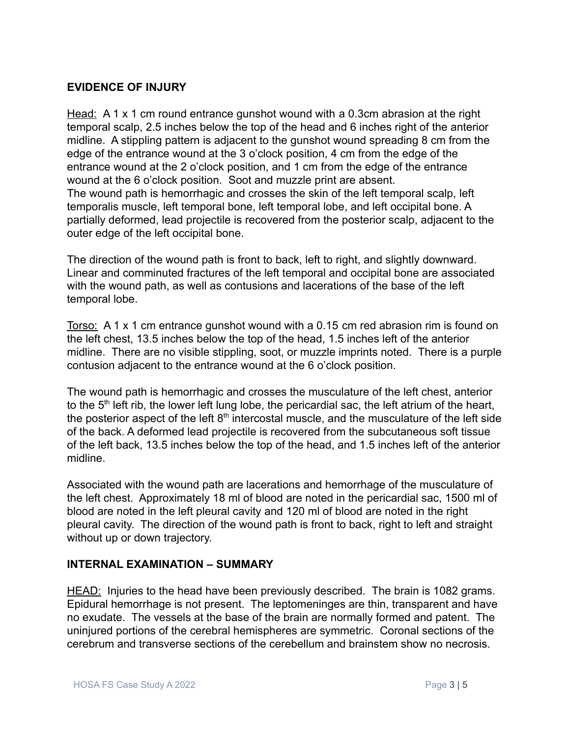## EVIDENCE OF INJURY

<u>Head:</u> A 1 x 1 cm round entrance gunshot wound with a 0.3cm abrasion at the right temporal scalp, 2.5 inches below the top of the head and 6 inches right of the anterior midline. A stippling pattern is adjacent to the gunshot wound spreading 8 cm from the edge of the entrance wound at the 3 o'clock position, 4 cm from the edge of the entrance wound at the 2 o'clock position, and 1 cm from the edge of the entrance wound at the 6 o'clock position. Soot and muzzle print are absent.
The wound path is hemorrhagic and crosses the skin of the left temporal scalp, left temporalis muscle, left temporal bone, left temporal lobe, and left occipital bone. A partially deformed, lead projectile is recovered from the posterior scalp, adjacent to the outer edge of the left occipital bone.

The direction of the wound path is front to back, left to right, and slightly downward. Linear and comminuted fractures of the left temporal and occipital bone are associated with the wound path, as well as contusions and lacerations of the base of the left temporal lobe.

<u>Torso:</u> A 1 x 1 cm entrance gunshot wound with a 0.15 cm red abrasion rim is found on the left chest, 13.5 inches below the top of the head, 1.5 inches left of the anterior midline. There are no visible stippling, soot, or muzzle imprints noted. There is a purple contusion adjacent to the entrance wound at the 6 o'clock position.

The wound path is hemorrhagic and crosses the musculature of the left chest, anterior to the 5th left rib, the lower left lung lobe, the pericardial sac, the left atrium of the heart, the posterior aspect of the left 8th intercostal muscle, and the musculature of the left side of the back. A deformed lead projectile is recovered from the subcutaneous soft tissue of the left back, 13.5 inches below the top of the head, and 1.5 inches left of the anterior midline.

Associated with the wound path are lacerations and hemorrhage of the musculature of the left chest. Approximately 18 ml of blood are noted in the pericardial sac, 1500 ml of blood are noted in the left pleural cavity and 120 ml of blood are noted in the right pleural cavity. The direction of the wound path is front to back, right to left and straight without up or down trajectory.

## INTERNAL EXAMINATION – SUMMARY

<u>HEAD:</u> Injuries to the head have been previously described. The brain is 1082 grams. Epidural hemorrhage is not present. The leptomeninges are thin, transparent and have no exudate. The vessels at the base of the brain are normally formed and patent. The uninjured portions of the cerebral hemispheres are symmetric. Coronal sections of the cerebrum and transverse sections of the cerebellum and brainstem show no necrosis.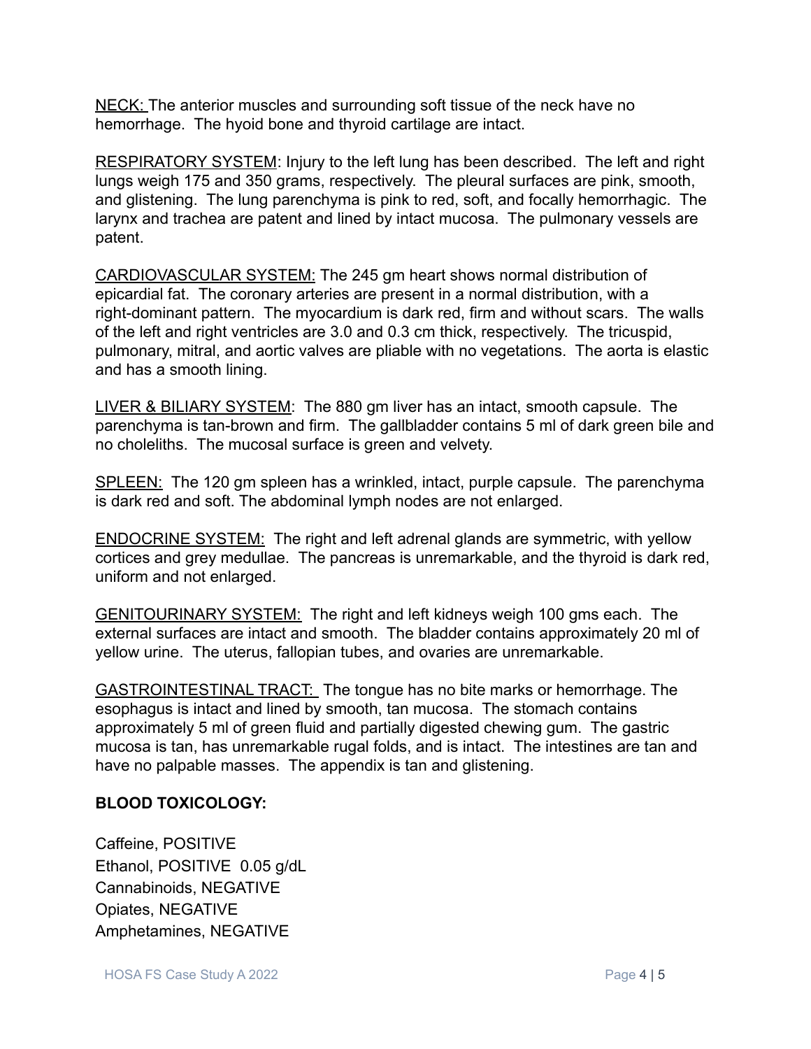<u>NECK:</u> The anterior muscles and surrounding soft tissue of the neck have no hemorrhage. The hyoid bone and thyroid cartilage are intact.

<u>RESPIRATORY SYSTEM</u>: Injury to the left lung has been described. The left and right lungs weigh 175 and 350 grams, respectively. The pleural surfaces are pink, smooth, and glistening. The lung parenchyma is pink to red, soft, and focally hemorrhagic. The larynx and trachea are patent and lined by intact mucosa. The pulmonary vessels are patent.

<u>CARDIOVASCULAR SYSTEM:</u> The 245 gm heart shows normal distribution of epicardial fat. The coronary arteries are present in a normal distribution, with a right-dominant pattern. The myocardium is dark red, firm and without scars. The walls of the left and right ventricles are 3.0 and 0.3 cm thick, respectively. The tricuspid, pulmonary, mitral, and aortic valves are pliable with no vegetations. The aorta is elastic and has a smooth lining.

<u>LIVER & BILIARY SYSTEM</u>: The 880 gm liver has an intact, smooth capsule. The parenchyma is tan-brown and firm. The gallbladder contains 5 ml of dark green bile and no choleliths. The mucosal surface is green and velvety.

<u>SPLEEN:</u> The 120 gm spleen has a wrinkled, intact, purple capsule. The parenchyma is dark red and soft. The abdominal lymph nodes are not enlarged.

<u>ENDOCRINE SYSTEM:</u> The right and left adrenal glands are symmetric, with yellow cortices and grey medullae. The pancreas is unremarkable, and the thyroid is dark red, uniform and not enlarged.

<u>GENITOURINARY SYSTEM:</u> The right and left kidneys weigh 100 gms each. The external surfaces are intact and smooth. The bladder contains approximately 20 ml of yellow urine. The uterus, fallopian tubes, and ovaries are unremarkable.

<u>GASTROINTESTINAL TRACT:</u> The tongue has no bite marks or hemorrhage. The esophagus is intact and lined by smooth, tan mucosa. The stomach contains approximately 5 ml of green fluid and partially digested chewing gum. The gastric mucosa is tan, has unremarkable rugal folds, and is intact. The intestines are tan and have no palpable masses. The appendix is tan and glistening.

**BLOOD TOXICOLOGY:**

Caffeine, POSITIVE
Ethanol, POSITIVE 0.05 g/dL
Cannabinoids, NEGATIVE
Opiates, NEGATIVE
Amphetamines, NEGATIVE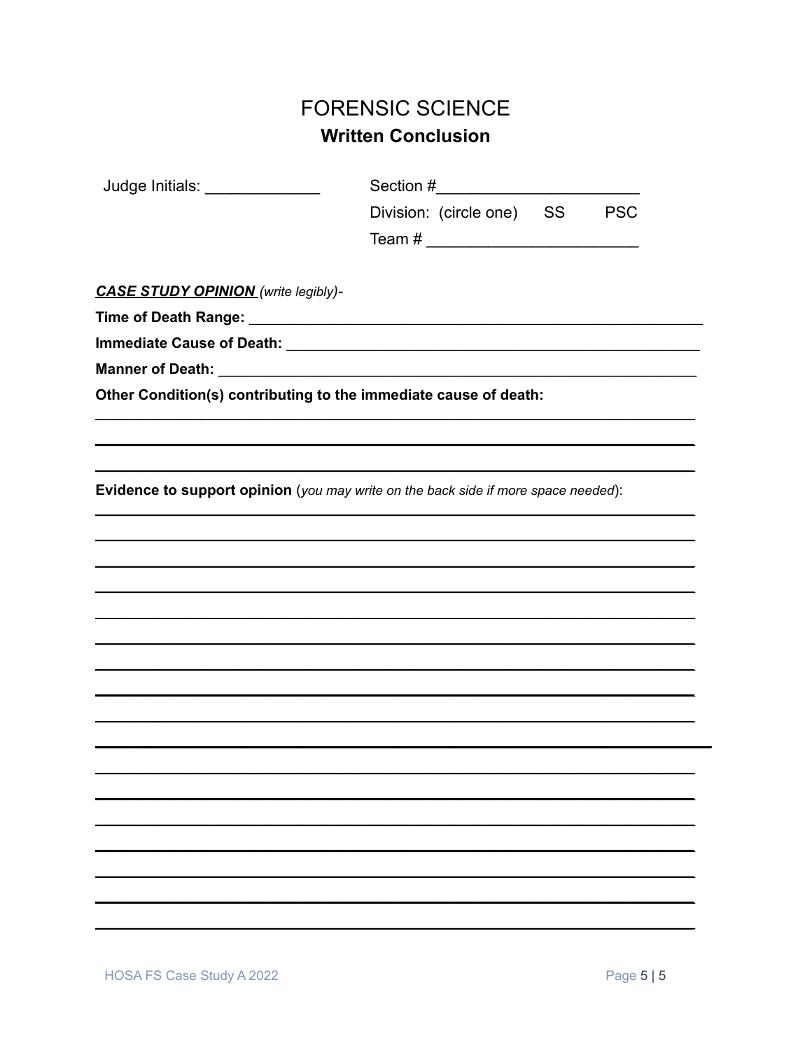# FORENSIC SCIENCE

## Written Conclusion

Judge Initials: _____________

Section #______________________

Division: (circle one) SS PSC

Team # _______________________

***CASE STUDY OPINION*** *(write legibly)*-

**Time of Death Range:** ________________________________________________________

**Immediate Cause of Death:** ___________________________________________________

**Manner of Death:** __________________________________________________________

**Other Condition(s) contributing to the immediate cause of death:**

_____________________________________________________________________________

_____________________________________________________________________________

_____________________________________________________________________________

**Evidence to support opinion** (*you may write on the back side if more space needed*):

_____________________________________________________________________________

_____________________________________________________________________________

_____________________________________________________________________________

_____________________________________________________________________________

_____________________________________________________________________________

_____________________________________________________________________________

_____________________________________________________________________________

_____________________________________________________________________________

_____________________________________________________________________________

_____________________________________________________________________________

_____________________________________________________________________________

_____________________________________________________________________________

_____________________________________________________________________________

_____________________________________________________________________________

_____________________________________________________________________________

_____________________________________________________________________________

_____________________________________________________________________________